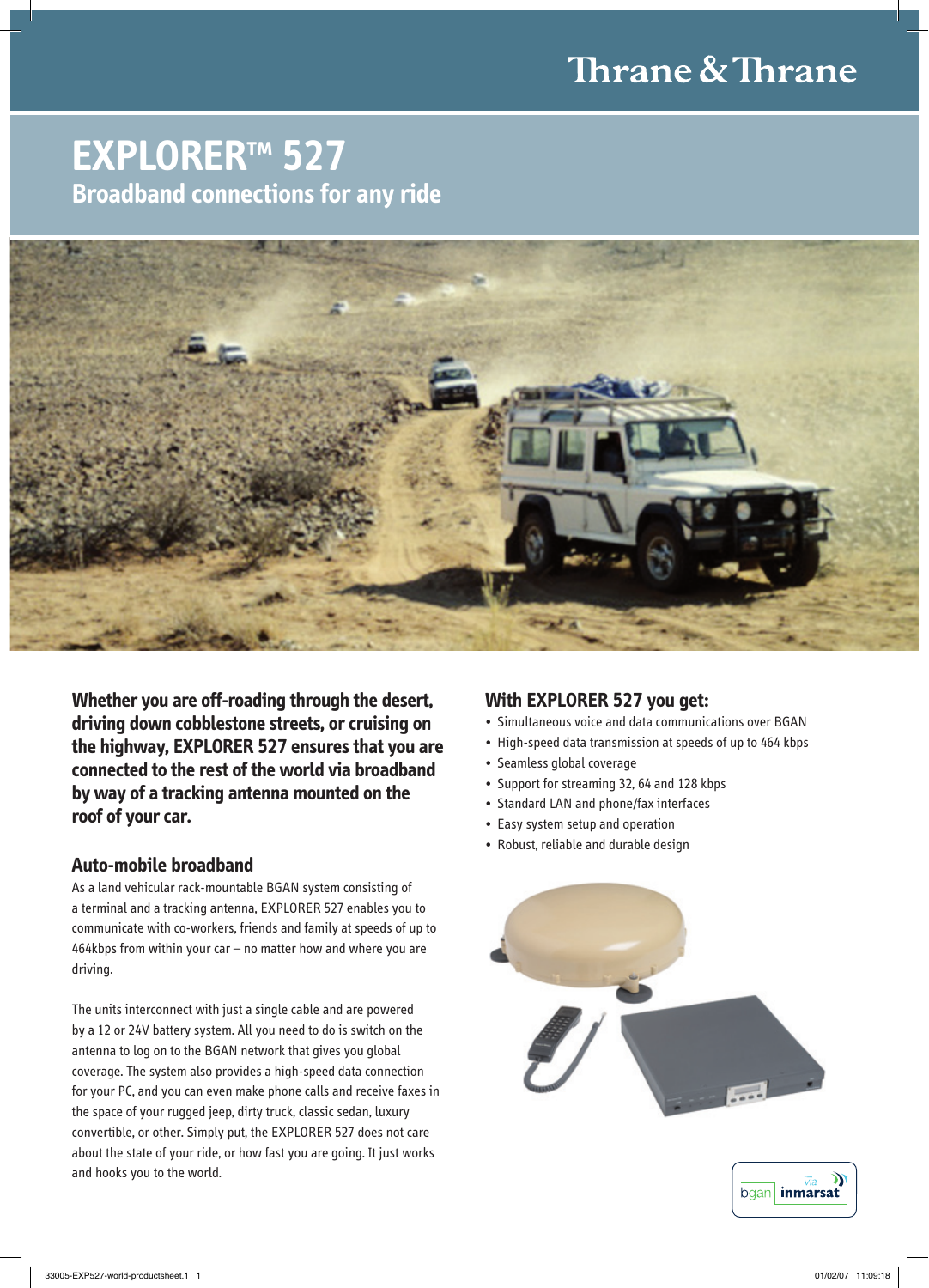Thrane & Thrane

# EXPLORER™ 527

## Broadband connections for any ride

**Whether you are off-roading through the desert, driving down cobblestone streets, or cruising on the highway, EXPLORER 527 ensures that you are connected to the rest of the world via broadband by way of a tracking antenna mounted on the roof of your car.**

### Auto-mobile broadband

As a land vehicular rack-mountable BGAN system consisting of a terminal and a tracking antenna, EXPLORER 527 enables you to communicate with co-workers, friends and family at speeds of up to 464kbps from within your car – no matter how and where you are driving.

The units interconnect with just a single cable and are powered by a 12 or 24V battery system. All you need to do is switch on the antenna to log on to the BGAN network that gives you global coverage. The system also provides a high-speed data connection for your PC, and you can even make phone calls and receive faxes in the space of your rugged jeep, dirty truck, classic sedan, luxury convertible, or other. Simply put, the EXPLORER 527 does not care about the state of your ride, or how fast you are going. It just works and hooks you to the world.

### With EXPLORER 527 you get:

- Simultaneous voice and data communications over BGAN
- High-speed data transmission at speeds of up to 464 kbps
- Seamless global coverage
- Support for streaming 32, 64 and 128 kbps
- Standard LAN and phone/fax interfaces
- Easy system setup and operation
- Robust, reliable and durable design

bgan via inmarsat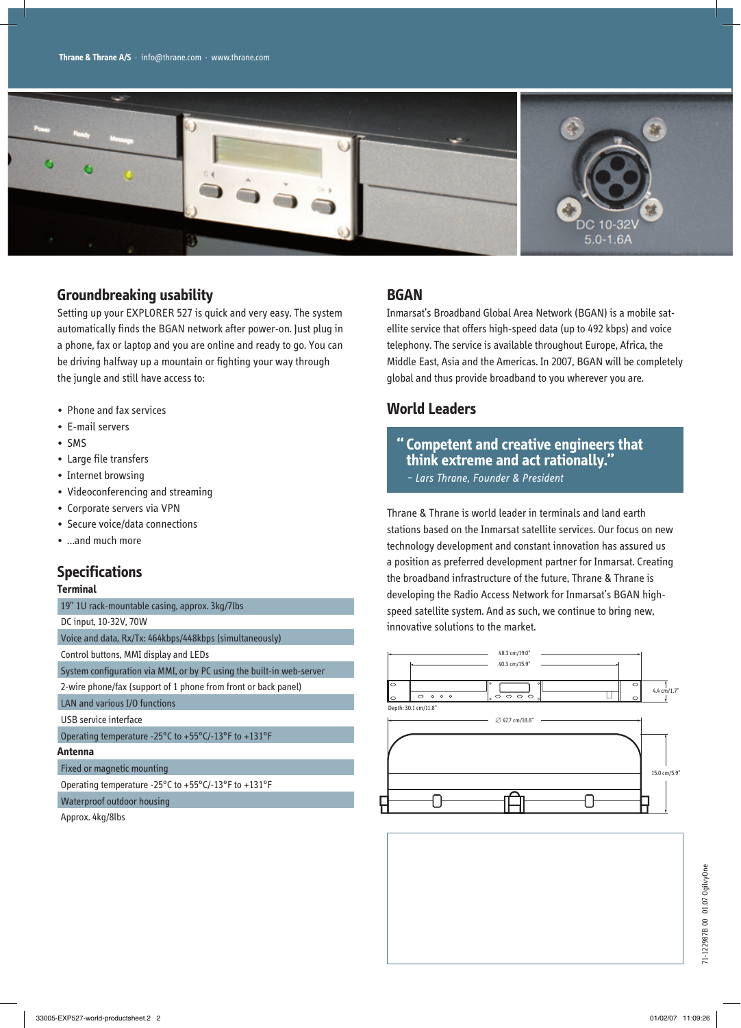Thrane & Thrane A/S · info@thrane.com · www.thrane.com

## Groundbreaking usability

Setting up your EXPLORER 527 is quick and very easy. The system automatically finds the BGAN network after power-on. Just plug in a phone, fax or laptop and you are online and ready to go. You can be driving halfway up a mountain or fighting your way through the jungle and still have access to:

- Phone and fax services
- E-mail servers
- SMS
- Large file transfers
- Internet browsing
- Videoconferencing and streaming
- Corporate servers via VPN
- Secure voice/data connections
- ...and much more

## Specifications

**Terminal**

| |
|---|
| 19" 1U rack-mountable casing, approx. 3kg/7lbs |
| DC input, 10-32V, 70W |
| Voice and data, Rx/Tx: 464kbps/448kbps (simultaneously) |
| Control buttons, MMI display and LEDs |
| System configuration via MMI, or by PC using the built-in web-server |
| 2-wire phone/fax (support of 1 phone from front or back panel) |
| LAN and various I/O functions |
| USB service interface |
| Operating temperature -25°C to +55°C/-13°F to +131°F |

**Antenna**

| |
|---|
| Fixed or magnetic mounting |
| Operating temperature -25°C to +55°C/-13°F to +131°F |
| Waterproof outdoor housing |
| Approx. 4kg/8lbs |

## BGAN

Inmarsat's Broadband Global Area Network (BGAN) is a mobile satellite service that offers high-speed data (up to 492 kbps) and voice telephony. The service is available throughout Europe, Africa, the Middle East, Asia and the Americas. In 2007, BGAN will be completely global and thus provide broadband to you wherever you are.

## World Leaders

> **"Competent and creative engineers that think extreme and act rationally."**
> *– Lars Thrane, Founder & President*

Thrane & Thrane is world leader in terminals and land earth stations based on the Inmarsat satellite services. Our focus on new technology development and constant innovation has assured us a position as preferred development partner for Inmarsat. Creating the broadband infrastructure of the future, Thrane & Thrane is developing the Radio Access Network for Inmarsat's BGAN high-speed satellite system. And as such, we continue to bring new, innovative solutions to the market.

48.3 cm/19.0"
40.3 cm/15.9"
4.4 cm/1.7"
Depth: 30.1 cm/11.8"
∅ 47.7 cm/18.8"
15.0 cm/5.9"

71-129987B 00 01.07 OgilvyOne